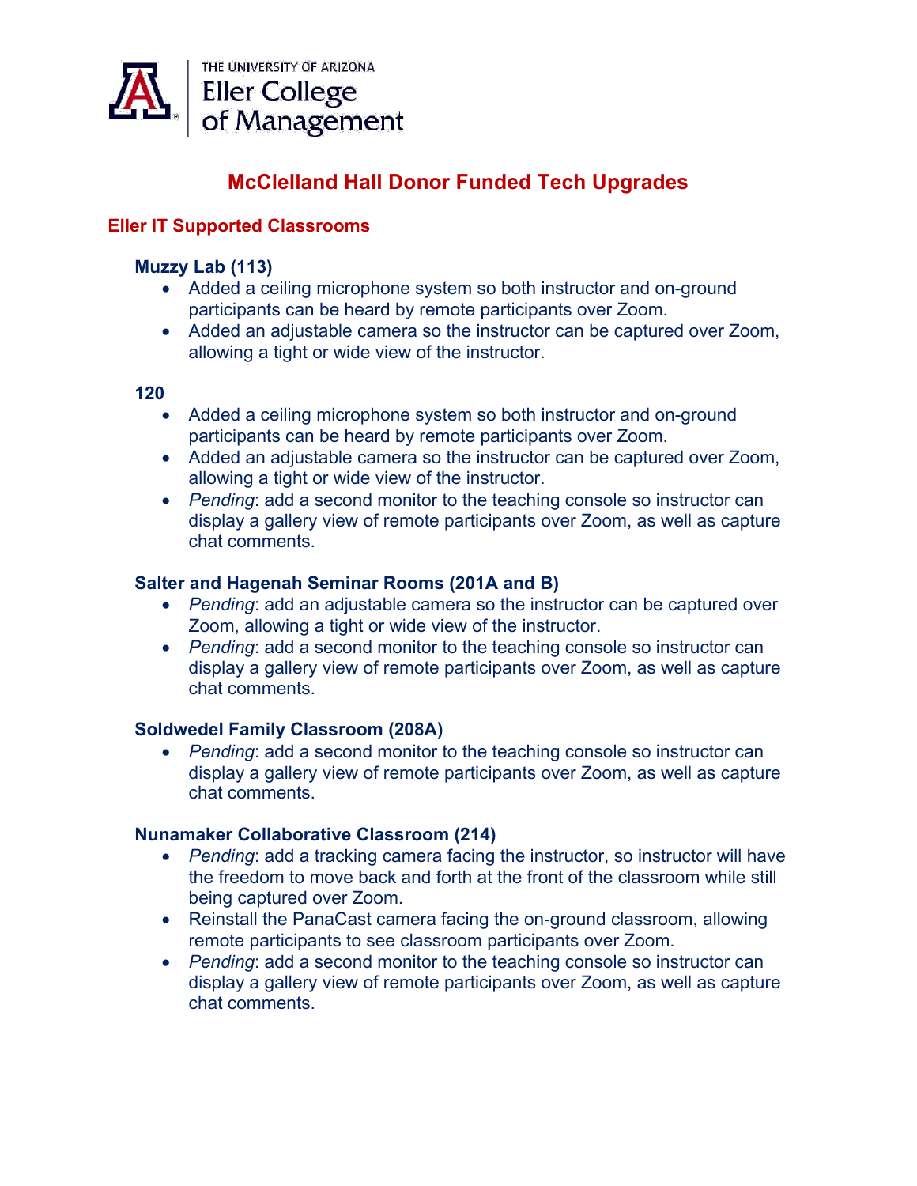THE UNIVERSITY OF ARIZONA
Eller College of Management

# McClelland Hall Donor Funded Tech Upgrades

## Eller IT Supported Classrooms

### Muzzy Lab (113)

- Added a ceiling microphone system so both instructor and on-ground participants can be heard by remote participants over Zoom.
- Added an adjustable camera so the instructor can be captured over Zoom, allowing a tight or wide view of the instructor.

### 120

- Added a ceiling microphone system so both instructor and on-ground participants can be heard by remote participants over Zoom.
- Added an adjustable camera so the instructor can be captured over Zoom, allowing a tight or wide view of the instructor.
- *Pending*: add a second monitor to the teaching console so instructor can display a gallery view of remote participants over Zoom, as well as capture chat comments.

### Salter and Hagenah Seminar Rooms (201A and B)

- *Pending*: add an adjustable camera so the instructor can be captured over Zoom, allowing a tight or wide view of the instructor.
- *Pending*: add a second monitor to the teaching console so instructor can display a gallery view of remote participants over Zoom, as well as capture chat comments.

### Soldwedel Family Classroom (208A)

- *Pending*: add a second monitor to the teaching console so instructor can display a gallery view of remote participants over Zoom, as well as capture chat comments.

### Nunamaker Collaborative Classroom (214)

- *Pending*: add a tracking camera facing the instructor, so instructor will have the freedom to move back and forth at the front of the classroom while still being captured over Zoom.
- Reinstall the PanaCast camera facing the on-ground classroom, allowing remote participants to see classroom participants over Zoom.
- *Pending*: add a second monitor to the teaching console so instructor can display a gallery view of remote participants over Zoom, as well as capture chat comments.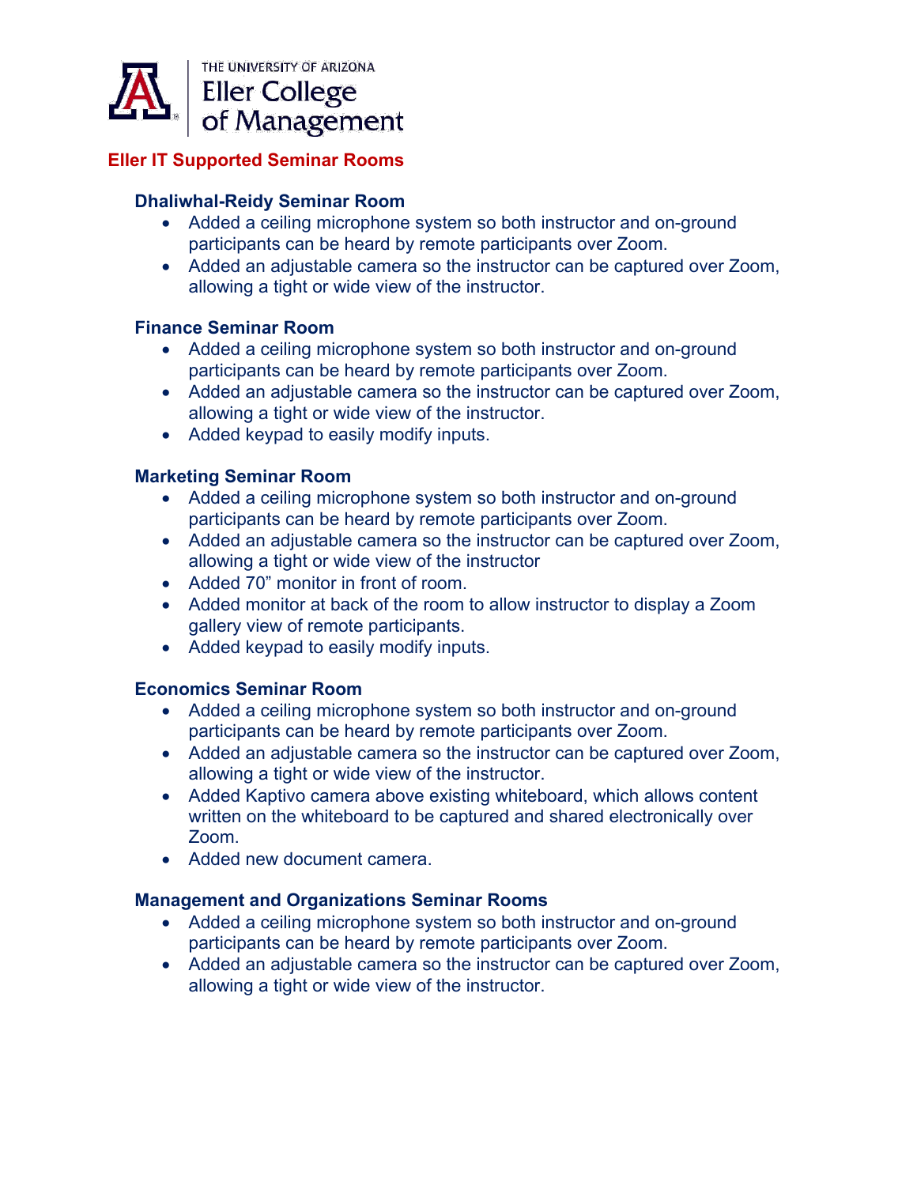THE UNIVERSITY OF ARIZONA
Eller College of Management

## Eller IT Supported Seminar Rooms

### Dhaliwhal-Reidy Seminar Room

- Added a ceiling microphone system so both instructor and on-ground participants can be heard by remote participants over Zoom.
- Added an adjustable camera so the instructor can be captured over Zoom, allowing a tight or wide view of the instructor.

### Finance Seminar Room

- Added a ceiling microphone system so both instructor and on-ground participants can be heard by remote participants over Zoom.
- Added an adjustable camera so the instructor can be captured over Zoom, allowing a tight or wide view of the instructor.
- Added keypad to easily modify inputs.

### Marketing Seminar Room

- Added a ceiling microphone system so both instructor and on-ground participants can be heard by remote participants over Zoom.
- Added an adjustable camera so the instructor can be captured over Zoom, allowing a tight or wide view of the instructor
- Added 70" monitor in front of room.
- Added monitor at back of the room to allow instructor to display a Zoom gallery view of remote participants.
- Added keypad to easily modify inputs.

### Economics Seminar Room

- Added a ceiling microphone system so both instructor and on-ground participants can be heard by remote participants over Zoom.
- Added an adjustable camera so the instructor can be captured over Zoom, allowing a tight or wide view of the instructor.
- Added Kaptivo camera above existing whiteboard, which allows content written on the whiteboard to be captured and shared electronically over Zoom.
- Added new document camera.

### Management and Organizations Seminar Rooms

- Added a ceiling microphone system so both instructor and on-ground participants can be heard by remote participants over Zoom.
- Added an adjustable camera so the instructor can be captured over Zoom, allowing a tight or wide view of the instructor.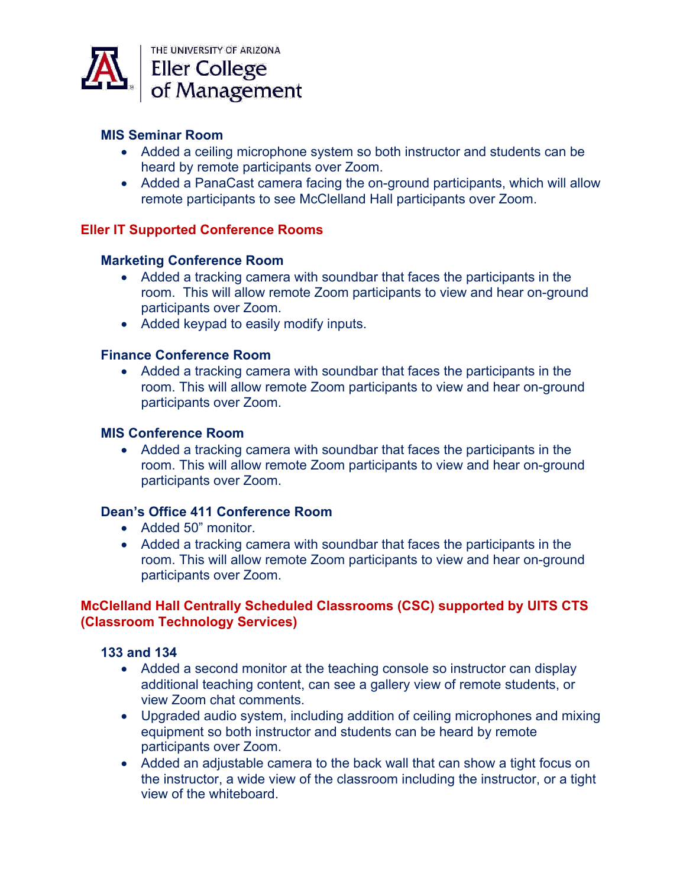### MIS Seminar Room

- Added a ceiling microphone system so both instructor and students can be heard by remote participants over Zoom.
- Added a PanaCast camera facing the on-ground participants, which will allow remote participants to see McClelland Hall participants over Zoom.

## Eller IT Supported Conference Rooms

### Marketing Conference Room

- Added a tracking camera with soundbar that faces the participants in the room. This will allow remote Zoom participants to view and hear on-ground participants over Zoom.
- Added keypad to easily modify inputs.

### Finance Conference Room

- Added a tracking camera with soundbar that faces the participants in the room. This will allow remote Zoom participants to view and hear on-ground participants over Zoom.

### MIS Conference Room

- Added a tracking camera with soundbar that faces the participants in the room. This will allow remote Zoom participants to view and hear on-ground participants over Zoom.

### Dean's Office 411 Conference Room

- Added 50" monitor.
- Added a tracking camera with soundbar that faces the participants in the room. This will allow remote Zoom participants to view and hear on-ground participants over Zoom.

## McClelland Hall Centrally Scheduled Classrooms (CSC) supported by UITS CTS (Classroom Technology Services)

### 133 and 134

- Added a second monitor at the teaching console so instructor can display additional teaching content, can see a gallery view of remote students, or view Zoom chat comments.
- Upgraded audio system, including addition of ceiling microphones and mixing equipment so both instructor and students can be heard by remote participants over Zoom.
- Added an adjustable camera to the back wall that can show a tight focus on the instructor, a wide view of the classroom including the instructor, or a tight view of the whiteboard.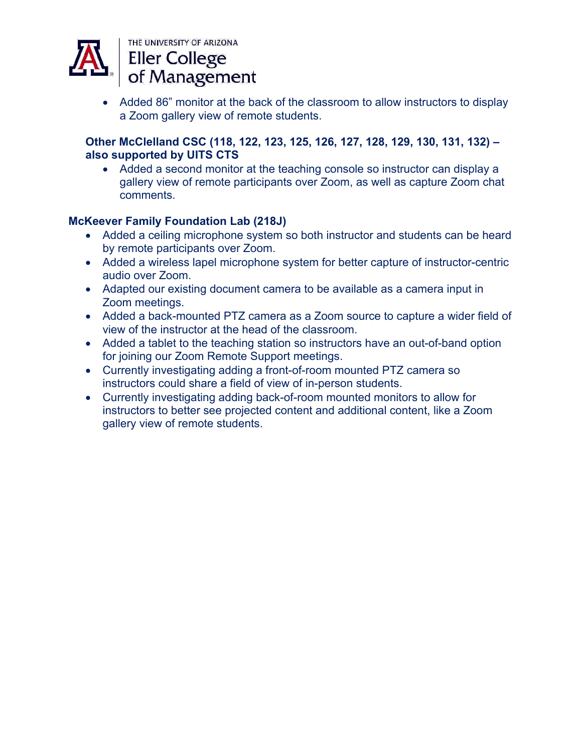- Added 86" monitor at the back of the classroom to allow instructors to display a Zoom gallery view of remote students.

**Other McClelland CSC (118, 122, 123, 125, 126, 127, 128, 129, 130, 131, 132) – also supported by UITS CTS**

- Added a second monitor at the teaching console so instructor can display a gallery view of remote participants over Zoom, as well as capture Zoom chat comments.

### McKeever Family Foundation Lab (218J)

- Added a ceiling microphone system so both instructor and students can be heard by remote participants over Zoom.
- Added a wireless lapel microphone system for better capture of instructor-centric audio over Zoom.
- Adapted our existing document camera to be available as a camera input in Zoom meetings.
- Added a back-mounted PTZ camera as a Zoom source to capture a wider field of view of the instructor at the head of the classroom.
- Added a tablet to the teaching station so instructors have an out-of-band option for joining our Zoom Remote Support meetings.
- Currently investigating adding a front-of-room mounted PTZ camera so instructors could share a field of view of in-person students.
- Currently investigating adding back-of-room mounted monitors to allow for instructors to better see projected content and additional content, like a Zoom gallery view of remote students.